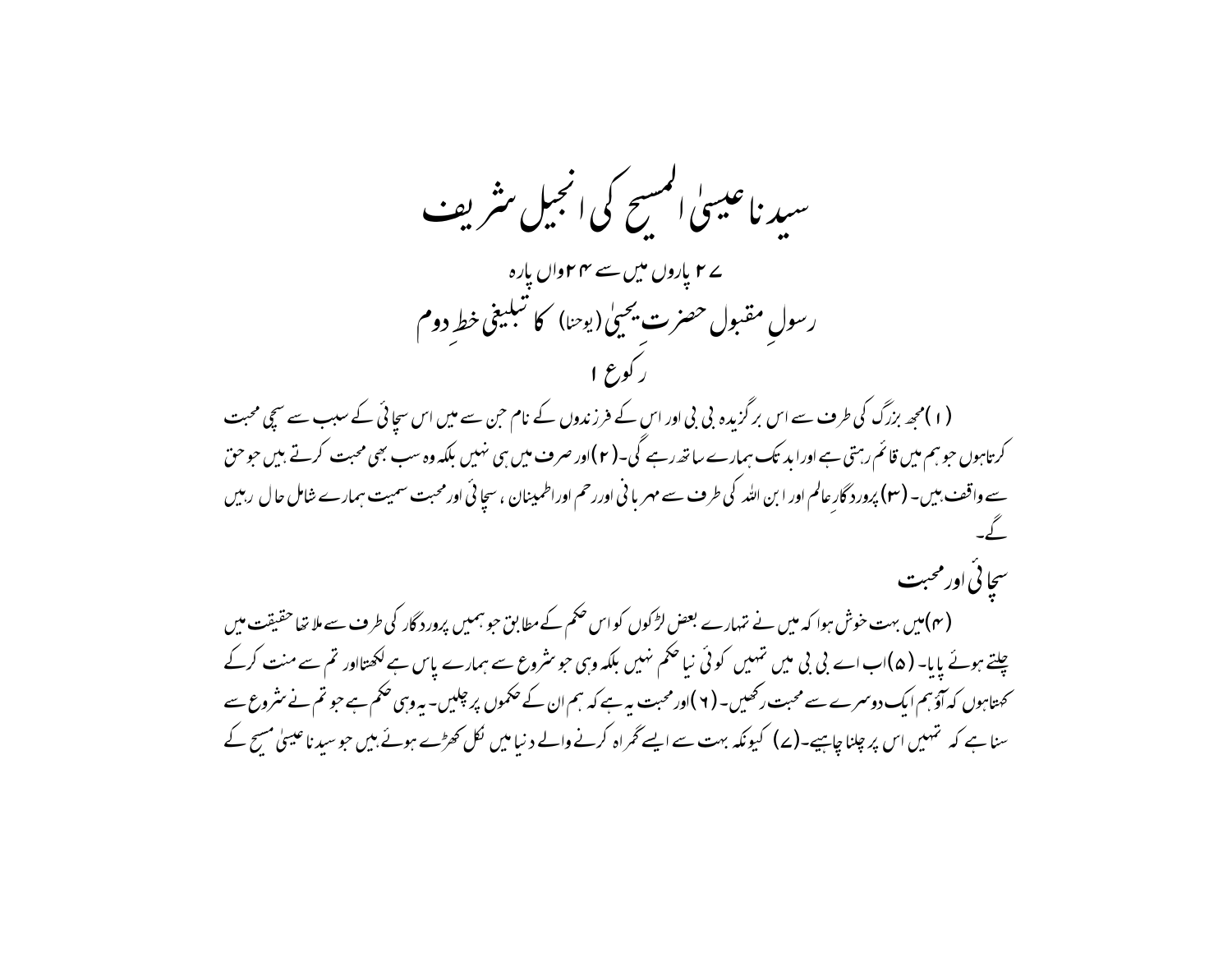# سیدنا عیسیٰ المسیح کی انجیل شریف

## ۲۷ پاروں میں سے ۲۴واں پارہ

## رسولِ مقبول حضرت یحییٰ (یوحنا) کا تبلیغی خطِ دوم

### رکوع ۱

(۱) مجھ بزرگ کی طرف سے اس برگزیدہ بی بی اور اس کے فرزندوں کے نام جن سے میں اس سچائی کے سبب سے سچی محبت کرتاہوں جو ہم میں قائم رہتی ہے اور ابد تک ہمارے ساتھ رہے گی۔(۲) اور صرف میں ہی نہیں بلکہ وہ سب بھی محبت کرتے ہیں جو حق سے واقف ہیں۔ (۳) پروردگارِ عالم اور ابن اللہ کی طرف سے مہربانی اور رحم اور اطمینان ، سچائی اور محبت سمیت ہمارے شامل حال رہیں گے۔

### سچائی اور محبت

(۴) میں بہت خوش ہوا کہ میں نے تمہارے بعض لڑکوں کو اس حکم کے مطابق جو ہمیں پروردگار کی طرف سے ملا تھا حقیقت میں چلتے ہوئے پایا۔ (۵) اب اے بی بی میں تمہیں کوئی نیا حکم نہیں بلکہ وہی جو شروع سے ہمارے پاس ہے لکھتااور تم سے منت کرکے کہتاہوں کہ آؤ ہم ایک دوسرے سے محبت رکھیں۔ (۶) اور محبت یہ ہے کہ ہم ان کے حکموں پر چلیں۔ یہ وہی حکم ہے جو تم نے شروع سے سنا ہے کہ تمہیں اس پر چلنا چاہیے۔(۷) کیونکہ بہت سے ایسے گمراہ کرنے والے دنیا میں نکل کھڑے ہوئے ہیں جو سیدنا عیسیٰ مسیح کے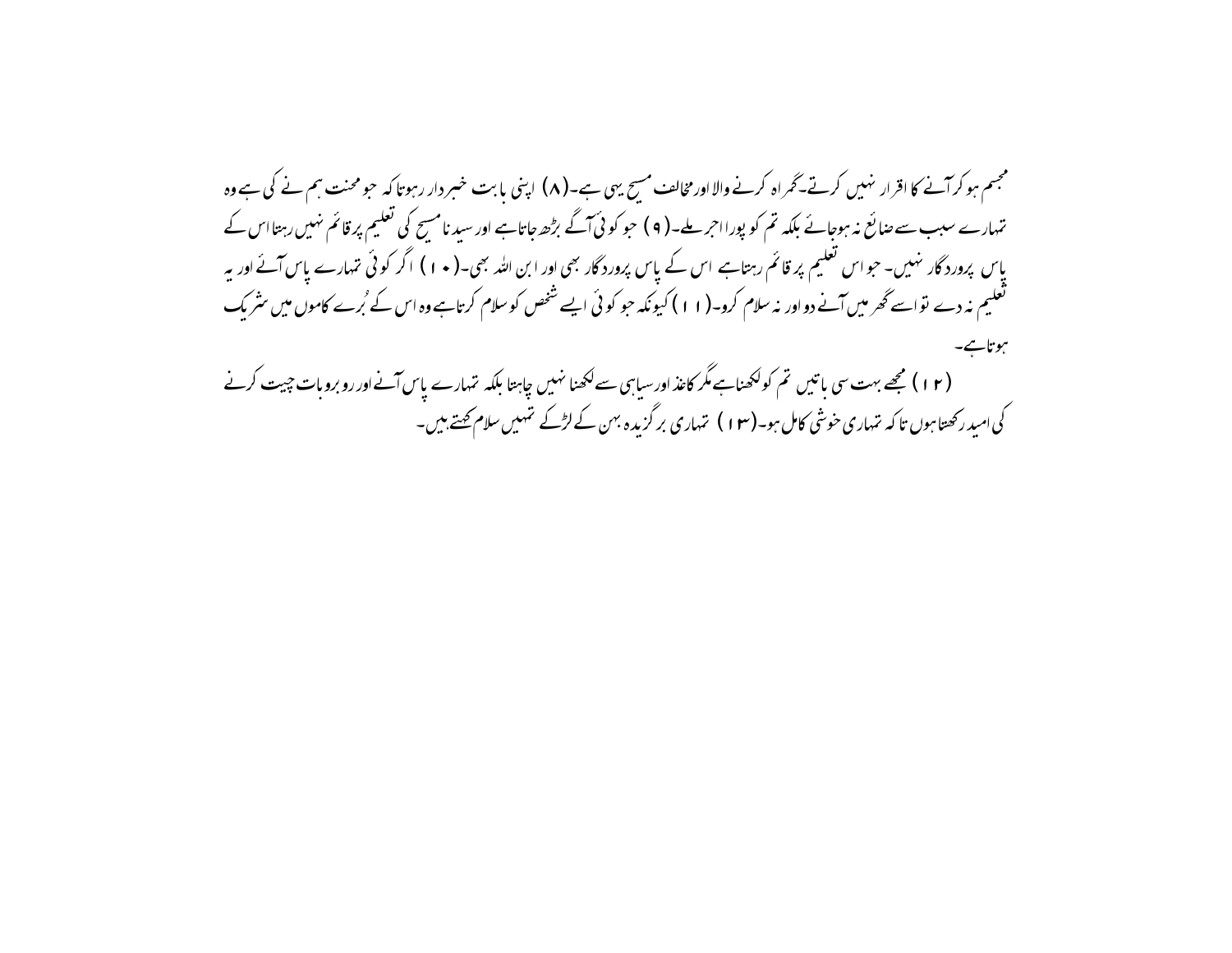مجسم ہو کر آنے کا اقرار نہیں کرتے۔ گمراہ کرنے والا اور مخالف مسیح یہی ہے۔(۸) اپنی بابت خبردار رہو تاکہ جو محنت ہم نے کی ہے وہ تمہارے سبب سے ضائع نہ ہوجائے بلکہ تم کو پورا اجر ملے۔(۹) جو کوئی آگے بڑھ جاتاہے اور سیدنا مسیح کی تعلیم پر قائم نہیں رہتا اس کے پاس پروردگار نہیں۔ جو اس تعلیم پر قائم رہتاہے اس کے پاس پروردگار بھی اور ابن اللہ بھی۔(۱۰) اگر کوئی تمہارے پاس آئے اور یہ تعلیم نہ دے تو اسے گھر میں آنے دو اور نہ سلام کرو۔(۱۱) کیونکہ جو کوئی ایسے شخص کو سلام کرتاہے وہ اس کے بُرے کاموں میں شریک ہوتاہے۔

(۱۲) مجھے بہت سی باتیں تم کو لکھنا ہے مگر کاغذ اور سیاہی سے لکھنا نہیں چاہتا بلکہ تمہارے پاس آنے اور روبرو بات چیت کرنے کی امید رکھتا ہوں تاکہ تمہاری خوشی کامل ہو۔(۱۳) تمہاری برگزیدہ بہن کے لڑکے تمہیں سلام کہتے ہیں۔